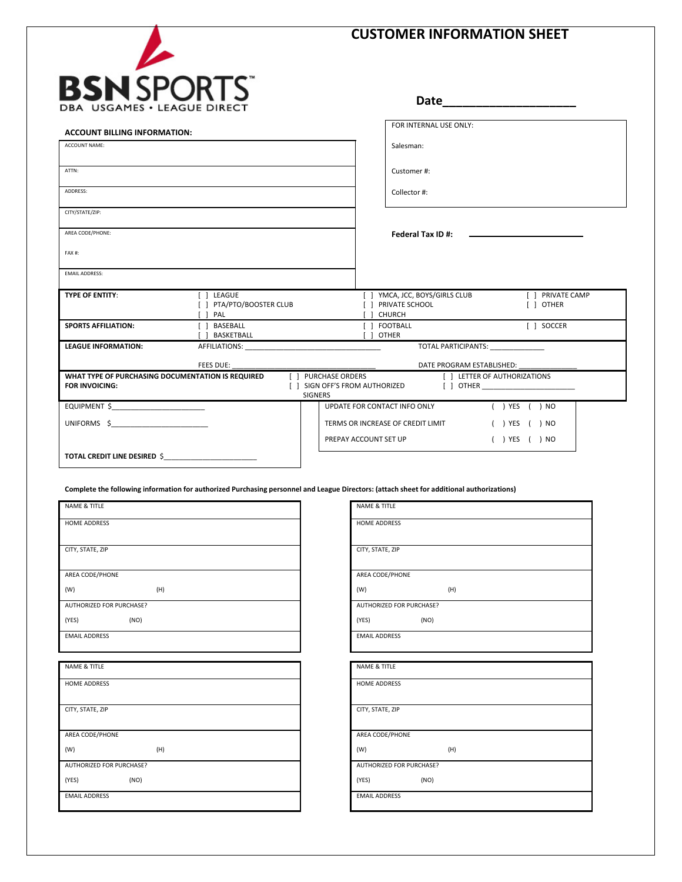# CUSTOMER INFORMATION SHEET

BSN SPORTS
DBA USGAMES • LEAGUE DIRECT

**Date**____________________

**ACCOUNT BILLING INFORMATION:**

| ACCOUNT BILLING INFORMATION | |
|---|---|
| ACCOUNT NAME: | |
| ATTN: | |
| ADDRESS: | |
| CITY/STATE/ZIP: | |
| AREA CODE/PHONE: | |
| FAX #: | |
| EMAIL ADDRESS: | |

| FOR INTERNAL USE ONLY: | |
|---|---|
| Salesman: | |
| Customer #: | |
| Collector #: | |

**Federal Tax ID #:** ____________________

| | | | |
|---|---|---|---|
| **TYPE OF ENTITY**: | [ ] LEAGUE<br>[ ] PTA/PTO/BOOSTER CLUB<br>[ ] PAL | [ ] YMCA, JCC, BOYS/GIRLS CLUB<br>[ ] PRIVATE SCHOOL<br>[ ] CHURCH | [ ] PRIVATE CAMP<br>[ ] OTHER |
| **SPORTS AFFILIATION:** | [ ] BASEBALL<br>[ ] BASKETBALL | [ ] FOOTBALL<br>[ ] OTHER | [ ] SOCCER |
| **LEAGUE INFORMATION:** | AFFILIATIONS: ____________________<br>FEES DUE: ____________________ | TOTAL PARTICIPANTS: __________<br>DATE PROGRAM ESTABLISHED: __________ | |
| **WHAT TYPE OF PURCHASING DOCUMENTATION IS REQUIRED FOR INVOICING:** | [ ] PURCHASE ORDERS<br>[ ] SIGN OFF'S FROM AUTHORIZED SIGNERS | [ ] LETTER OF AUTHORIZATIONS<br>[ ] OTHER __________ | |

EQUIPMENT $____________________

UNIFORMS $____________________

**TOTAL CREDIT LINE DESIRED** $____________________

| | |
|---|---|
| UPDATE FOR CONTACT INFO ONLY | ( ) YES ( ) NO |
| TERMS OR INCREASE OF CREDIT LIMIT | ( ) YES ( ) NO |
| PREPAY ACCOUNT SET UP | ( ) YES ( ) NO |

**Complete the following information for authorized Purchasing personnel and League Directors: (attach sheet for additional authorizations)**

| | |
|---|---|
| NAME & TITLE | NAME & TITLE |
| HOME ADDRESS | HOME ADDRESS |
| CITY, STATE, ZIP | CITY, STATE, ZIP |
| AREA CODE/PHONE<br>(W) (H) | AREA CODE/PHONE<br>(W) (H) |
| AUTHORIZED FOR PURCHASE?<br>(YES) (NO) | AUTHORIZED FOR PURCHASE?<br>(YES) (NO) |
| EMAIL ADDRESS | EMAIL ADDRESS |

| | |
|---|---|
| NAME & TITLE | NAME & TITLE |
| HOME ADDRESS | HOME ADDRESS |
| CITY, STATE, ZIP | CITY, STATE, ZIP |
| AREA CODE/PHONE<br>(W) (H) | AREA CODE/PHONE<br>(W) (H) |
| AUTHORIZED FOR PURCHASE?<br>(YES) (NO) | AUTHORIZED FOR PURCHASE?<br>(YES) (NO) |
| EMAIL ADDRESS | EMAIL ADDRESS |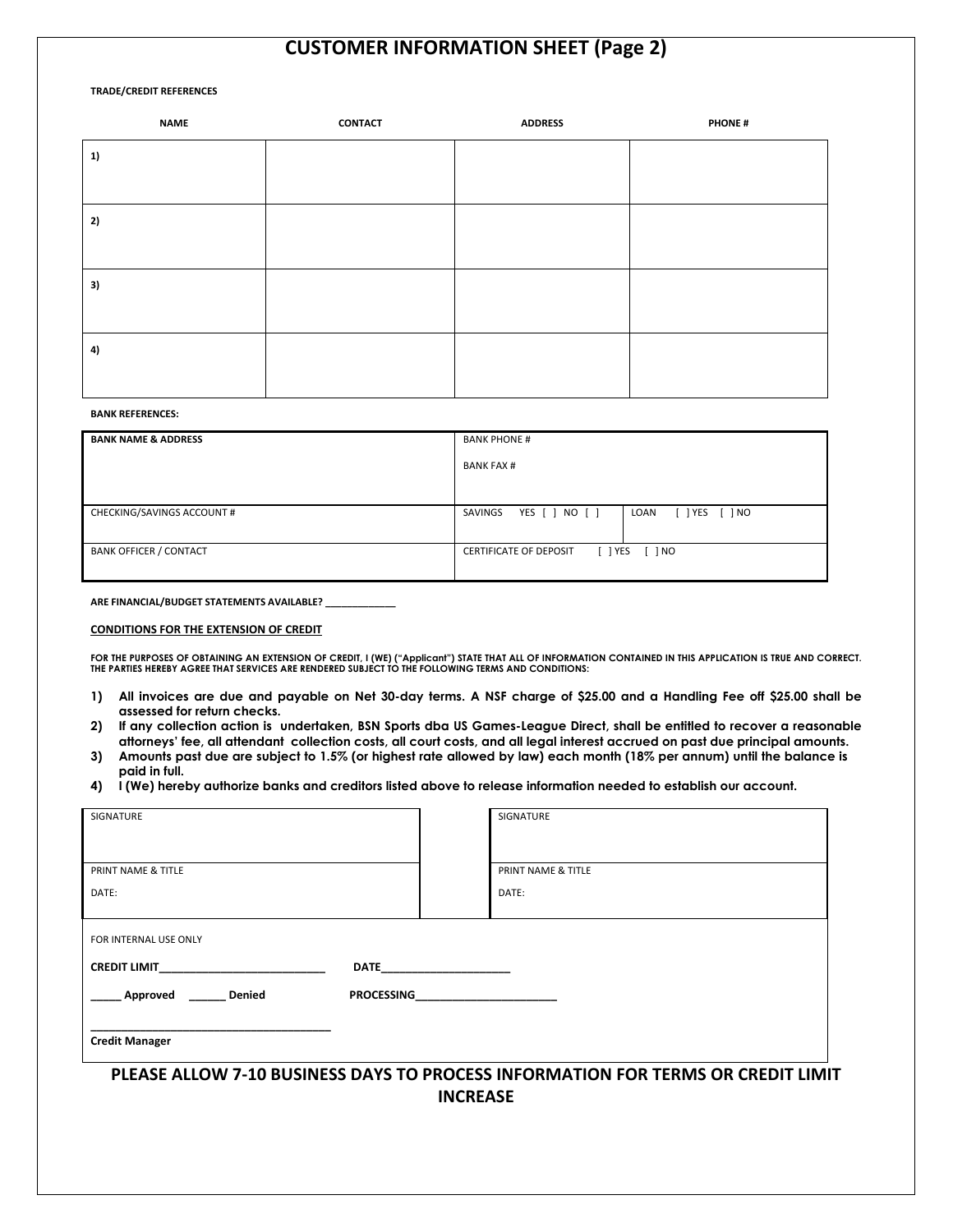# CUSTOMER INFORMATION SHEET (Page 2)

**TRADE/CREDIT REFERENCES**

| NAME | CONTACT | ADDRESS | PHONE # |
|---|---|---|---|
| 1) | | | |
| 2) | | | |
| 3) | | | |
| 4) | | | |

**BANK REFERENCES:**

| | | |
|---|---|---|
| **BANK NAME & ADDRESS** | BANK PHONE #<br>BANK FAX # | |
| CHECKING/SAVINGS ACCOUNT # | SAVINGS YES [ ] NO [ ] | LOAN [ ] YES [ ] NO |
| BANK OFFICER / CONTACT | CERTIFICATE OF DEPOSIT [ ] YES [ ] NO | |

**ARE FINANCIAL/BUDGET STATEMENTS AVAILABLE? ____________**

**CONDITIONS FOR THE EXTENSION OF CREDIT**

**FOR THE PURPOSES OF OBTAINING AN EXTENSION OF CREDIT, I (WE) ("Applicant") STATE THAT ALL OF INFORMATION CONTAINED IN THIS APPLICATION IS TRUE AND CORRECT. THE PARTIES HEREBY AGREE THAT SERVICES ARE RENDERED SUBJECT TO THE FOLLOWING TERMS AND CONDITIONS:**

1) **All invoices are due and payable on Net 30-day terms. A NSF charge of $25.00 and a Handling Fee off $25.00 shall be assessed for return checks.**
2) **If any collection action is undertaken, BSN Sports dba US Games-League Direct, shall be entitled to recover a reasonable attorneys' fee, all attendant collection costs, all court costs, and all legal interest accrued on past due principal amounts.**
3) **Amounts past due are subject to 1.5% (or highest rate allowed by law) each month (18% per annum) until the balance is paid in full.**
4) **I (We) hereby authorize banks and creditors listed above to release information needed to establish our account.**

| | |
|---|---|
| SIGNATURE | SIGNATURE |
| PRINT NAME & TITLE<br>DATE: | PRINT NAME & TITLE<br>DATE: |

FOR INTERNAL USE ONLY

**CREDIT LIMIT__________________________** **DATE____________________**

**_____ Approved ______ Denied** **PROCESSING______________________**

**______________________________________**
**Credit Manager**

## PLEASE ALLOW 7-10 BUSINESS DAYS TO PROCESS INFORMATION FOR TERMS OR CREDIT LIMIT INCREASE